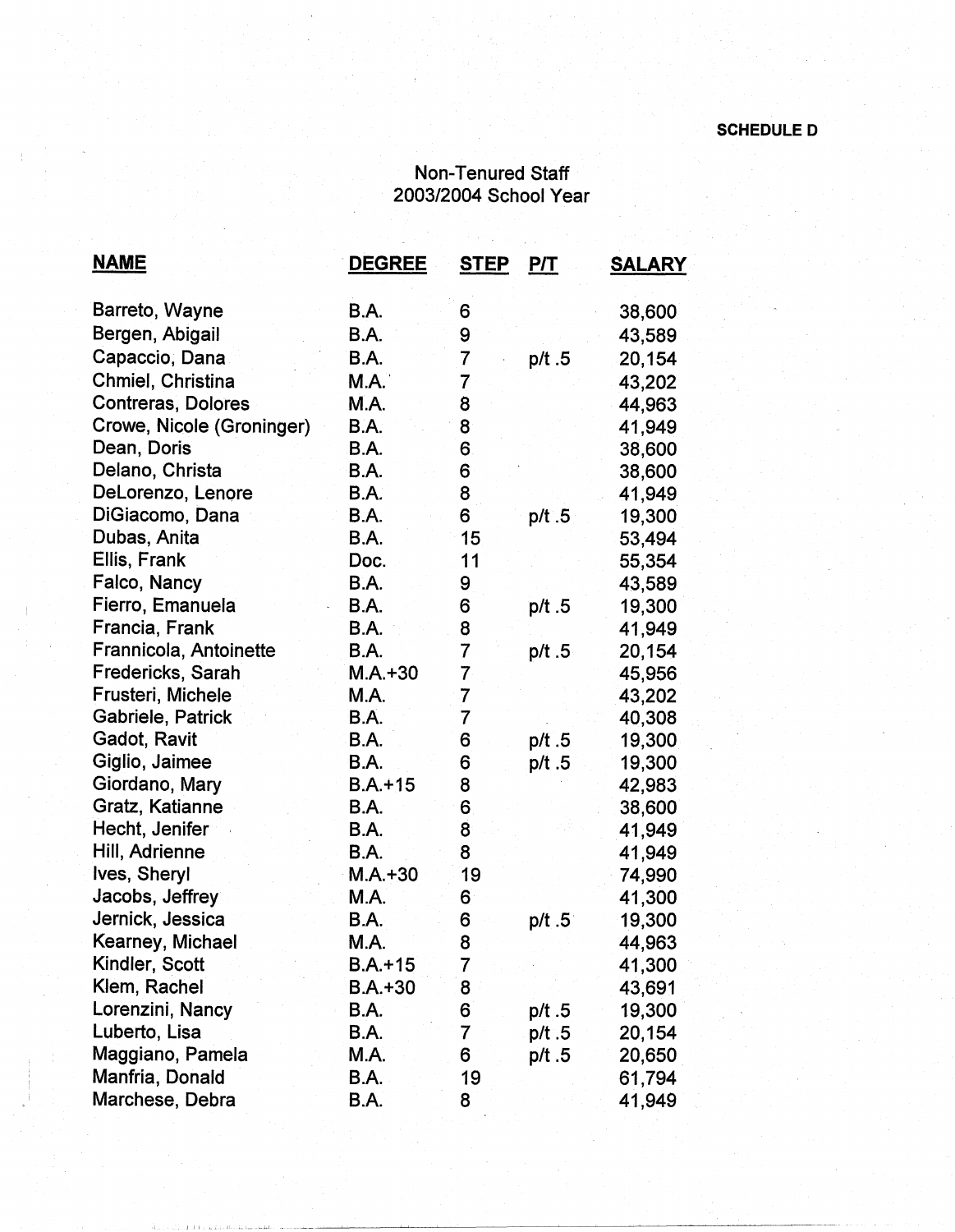**SCHEDULE D**

## Non-Tenured Staff
## 2003/2004 School Year

| NAME | DEGREE | STEP | P/T | SALARY |
|---|---|---|---|---|
| Barreto, Wayne | B.A. | 6 | | 38,600 |
| Bergen, Abigail | B.A. | 9 | | 43,589 |
| Capaccio, Dana | B.A. | 7 | p/t .5 | 20,154 |
| Chmiel, Christina | M.A. | 7 | | 43,202 |
| Contreras, Dolores | M.A. | 8 | | 44,963 |
| Crowe, Nicole (Groninger) | B.A. | 8 | | 41,949 |
| Dean, Doris | B.A. | 6 | | 38,600 |
| Delano, Christa | B.A. | 6 | | 38,600 |
| DeLorenzo, Lenore | B.A. | 8 | | 41,949 |
| DiGiacomo, Dana | B.A. | 6 | p/t .5 | 19,300 |
| Dubas, Anita | B.A. | 15 | | 53,494 |
| Ellis, Frank | Doc. | 11 | | 55,354 |
| Falco, Nancy | B.A. | 9 | | 43,589 |
| Fierro, Emanuela | B.A. | 6 | p/t .5 | 19,300 |
| Francia, Frank | B.A. | 8 | | 41,949 |
| Frannicola, Antoinette | B.A. | 7 | p/t .5 | 20,154 |
| Fredericks, Sarah | M.A.+30 | 7 | | 45,956 |
| Frusteri, Michele | M.A. | 7 | | 43,202 |
| Gabriele, Patrick | B.A. | 7 | | 40,308 |
| Gadot, Ravit | B.A. | 6 | p/t .5 | 19,300 |
| Giglio, Jaimee | B.A. | 6 | p/t .5 | 19,300 |
| Giordano, Mary | B.A.+15 | 8 | | 42,983 |
| Gratz, Katianne | B.A. | 6 | | 38,600 |
| Hecht, Jenifer | B.A. | 8 | | 41,949 |
| Hill, Adrienne | B.A. | 8 | | 41,949 |
| Ives, Sheryl | M.A.+30 | 19 | | 74,990 |
| Jacobs, Jeffrey | M.A. | 6 | | 41,300 |
| Jernick, Jessica | B.A. | 6 | p/t .5 | 19,300 |
| Kearney, Michael | M.A. | 8 | | 44,963 |
| Kindler, Scott | B.A.+15 | 7 | | 41,300 |
| Klem, Rachel | B.A.+30 | 8 | | 43,691 |
| Lorenzini, Nancy | B.A. | 6 | p/t .5 | 19,300 |
| Luberto, Lisa | B.A. | 7 | p/t .5 | 20,154 |
| Maggiano, Pamela | M.A. | 6 | p/t .5 | 20,650 |
| Manfria, Donald | B.A. | 19 | | 61,794 |
| Marchese, Debra | B.A. | 8 | | 41,949 |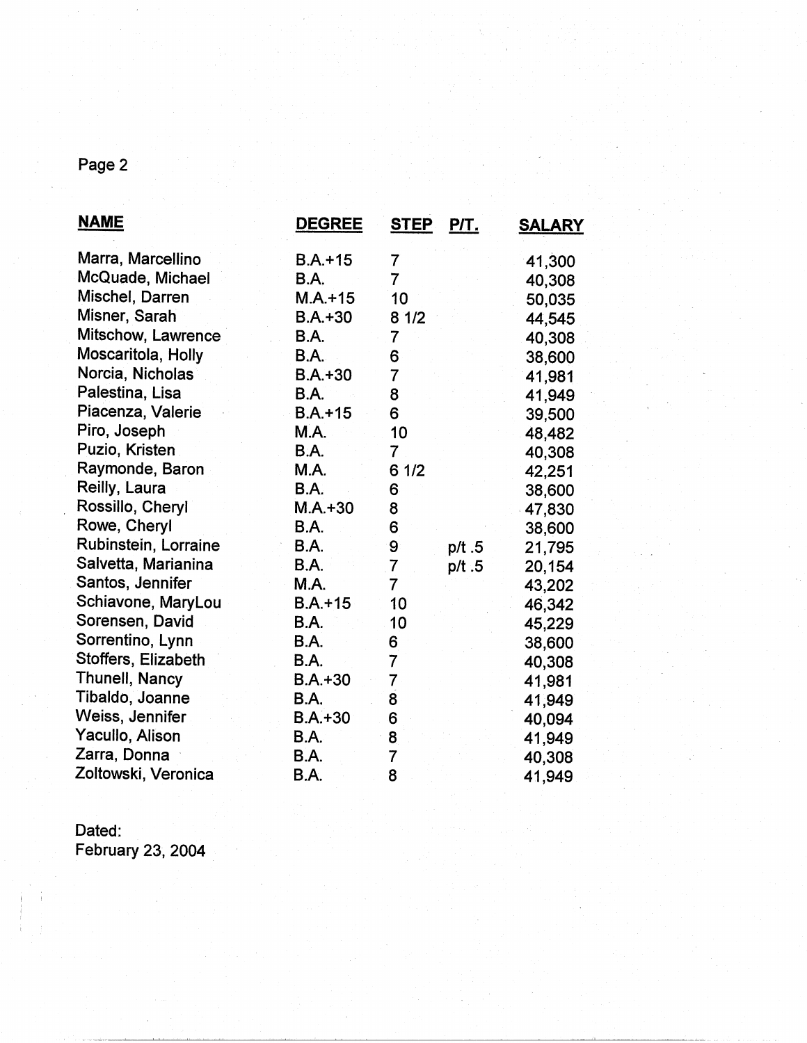Page 2

| NAME | DEGREE | STEP | P/T. | SALARY |
|---|---|---|---|---|
| Marra, Marcellino | B.A.+15 | 7 | | 41,300 |
| McQuade, Michael | B.A. | 7 | | 40,308 |
| Mischel, Darren | M.A.+15 | 10 | | 50,035 |
| Misner, Sarah | B.A.+30 | 8 1/2 | | 44,545 |
| Mitschow, Lawrence | B.A. | 7 | | 40,308 |
| Moscaritola, Holly | B.A. | 6 | | 38,600 |
| Norcia, Nicholas | B.A.+30 | 7 | | 41,981 |
| Palestina, Lisa | B.A. | 8 | | 41,949 |
| Piacenza, Valerie | B.A.+15 | 6 | | 39,500 |
| Piro, Joseph | M.A. | 10 | | 48,482 |
| Puzio, Kristen | B.A. | 7 | | 40,308 |
| Raymonde, Baron | M.A. | 6 1/2 | | 42,251 |
| Reilly, Laura | B.A. | 6 | | 38,600 |
| Rossillo, Cheryl | M.A.+30 | 8 | | 47,830 |
| Rowe, Cheryl | B.A. | 6 | | 38,600 |
| Rubinstein, Lorraine | B.A. | 9 | p/t .5 | 21,795 |
| Salvetta, Marianina | B.A. | 7 | p/t .5 | 20,154 |
| Santos, Jennifer | M.A. | 7 | | 43,202 |
| Schiavone, MaryLou | B.A.+15 | 10 | | 46,342 |
| Sorensen, David | B.A. | 10 | | 45,229 |
| Sorrentino, Lynn | B.A. | 6 | | 38,600 |
| Stoffers, Elizabeth | B.A. | 7 | | 40,308 |
| Thunell, Nancy | B.A.+30 | 7 | | 41,981 |
| Tibaldo, Joanne | B.A. | 8 | | 41,949 |
| Weiss, Jennifer | B.A.+30 | 6 | | 40,094 |
| Yacullo, Alison | B.A. | 8 | | 41,949 |
| Zarra, Donna | B.A. | 7 | | 40,308 |
| Zoltowski, Veronica | B.A. | 8 | | 41,949 |

Dated:
February 23, 2004